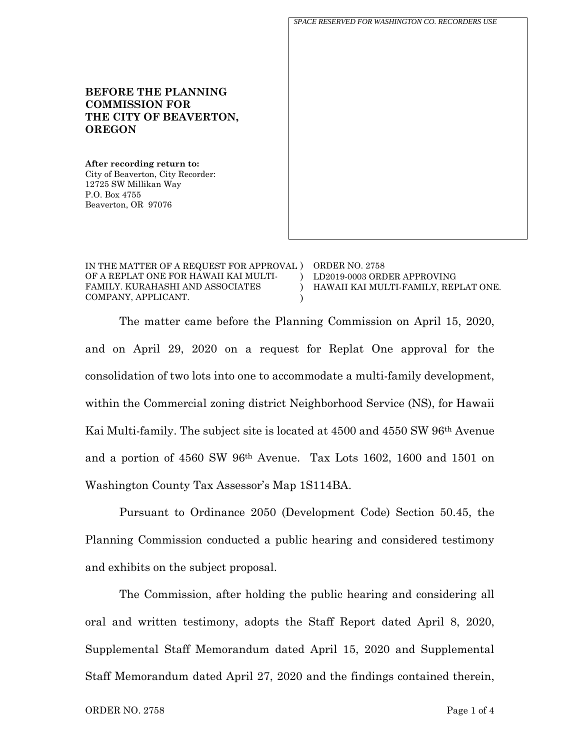*SPACE RESERVED FOR WASHINGTON CO. RECORDERS USE*

**BEFORE THE PLANNING COMMISSION FOR THE CITY OF BEAVERTON, OREGON**

**After recording return to:**
City of Beaverton, City Recorder:
12725 SW Millikan Way
P.O. Box 4755
Beaverton, OR 97076

IN THE MATTER OF A REQUEST FOR APPROVAL OF A REPLAT ONE FOR HAWAII KAI MULTI-FAMILY. KURAHASHI AND ASSOCIATES COMPANY, APPLICANT.

ORDER NO. 2758
LD2019-0003 ORDER APPROVING HAWAII KAI MULTI-FAMILY, REPLAT ONE.

The matter came before the Planning Commission on April 15, 2020, and on April 29, 2020 on a request for Replat One approval for the consolidation of two lots into one to accommodate a multi-family development, within the Commercial zoning district Neighborhood Service (NS), for Hawaii Kai Multi-family. The subject site is located at 4500 and 4550 SW 96th Avenue and a portion of 4560 SW 96th Avenue. Tax Lots 1602, 1600 and 1501 on Washington County Tax Assessor's Map 1S114BA.

Pursuant to Ordinance 2050 (Development Code) Section 50.45, the Planning Commission conducted a public hearing and considered testimony and exhibits on the subject proposal.

The Commission, after holding the public hearing and considering all oral and written testimony, adopts the Staff Report dated April 8, 2020, Supplemental Staff Memorandum dated April 15, 2020 and Supplemental Staff Memorandum dated April 27, 2020 and the findings contained therein,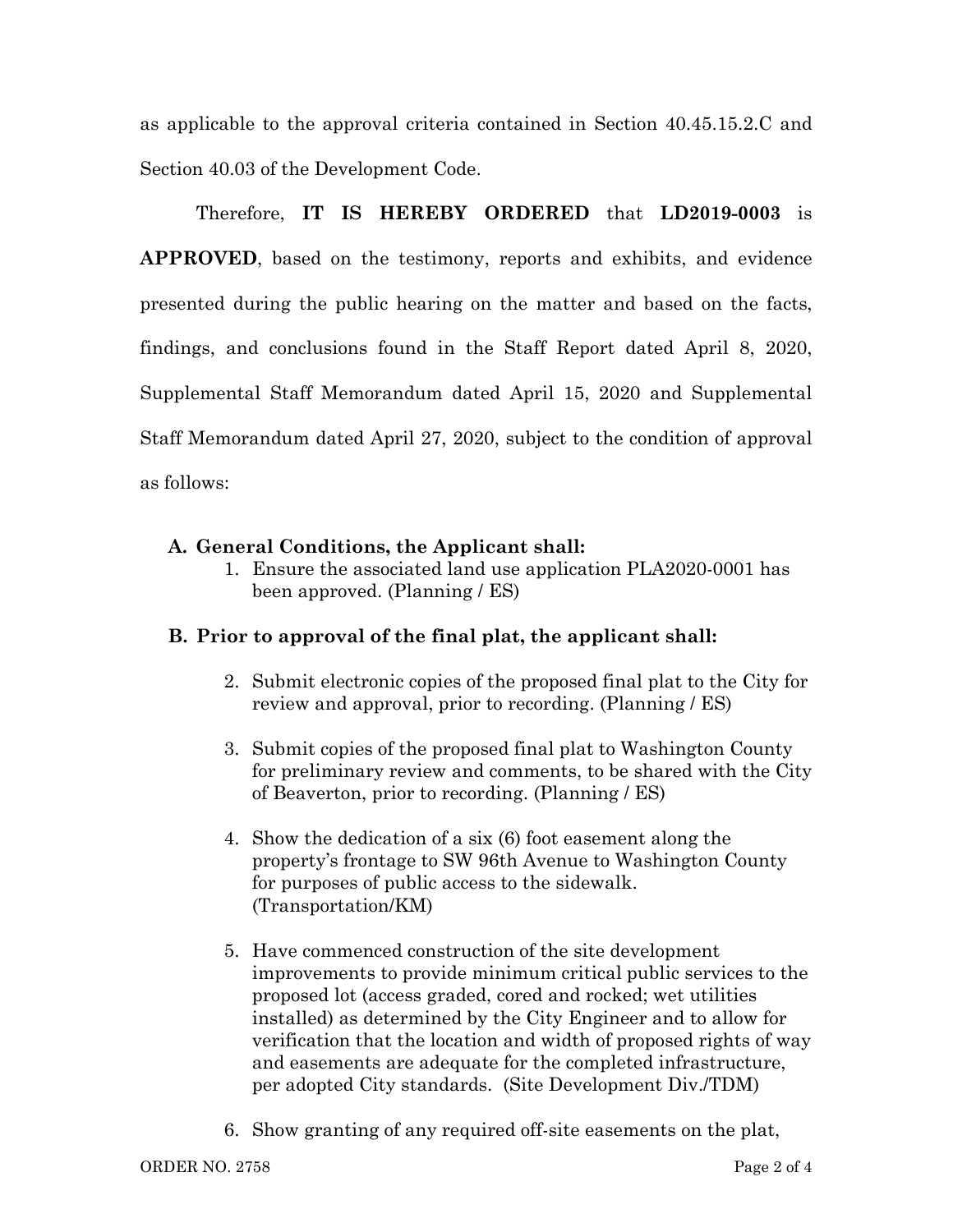as applicable to the approval criteria contained in Section 40.45.15.2.C and Section 40.03 of the Development Code.

Therefore, **IT IS HEREBY ORDERED** that **LD2019-0003** is **APPROVED**, based on the testimony, reports and exhibits, and evidence presented during the public hearing on the matter and based on the facts, findings, and conclusions found in the Staff Report dated April 8, 2020, Supplemental Staff Memorandum dated April 15, 2020 and Supplemental Staff Memorandum dated April 27, 2020, subject to the condition of approval as follows:

**A. General Conditions, the Applicant shall:**

1. Ensure the associated land use application PLA2020-0001 has been approved. (Planning / ES)

**B. Prior to approval of the final plat, the applicant shall:**

2. Submit electronic copies of the proposed final plat to the City for review and approval, prior to recording. (Planning / ES)

3. Submit copies of the proposed final plat to Washington County for preliminary review and comments, to be shared with the City of Beaverton, prior to recording. (Planning / ES)

4. Show the dedication of a six (6) foot easement along the property's frontage to SW 96th Avenue to Washington County for purposes of public access to the sidewalk. (Transportation/KM)

5. Have commenced construction of the site development improvements to provide minimum critical public services to the proposed lot (access graded, cored and rocked; wet utilities installed) as determined by the City Engineer and to allow for verification that the location and width of proposed rights of way and easements are adequate for the completed infrastructure, per adopted City standards. (Site Development Div./TDM)

6. Show granting of any required off-site easements on the plat,

ORDER NO. 2758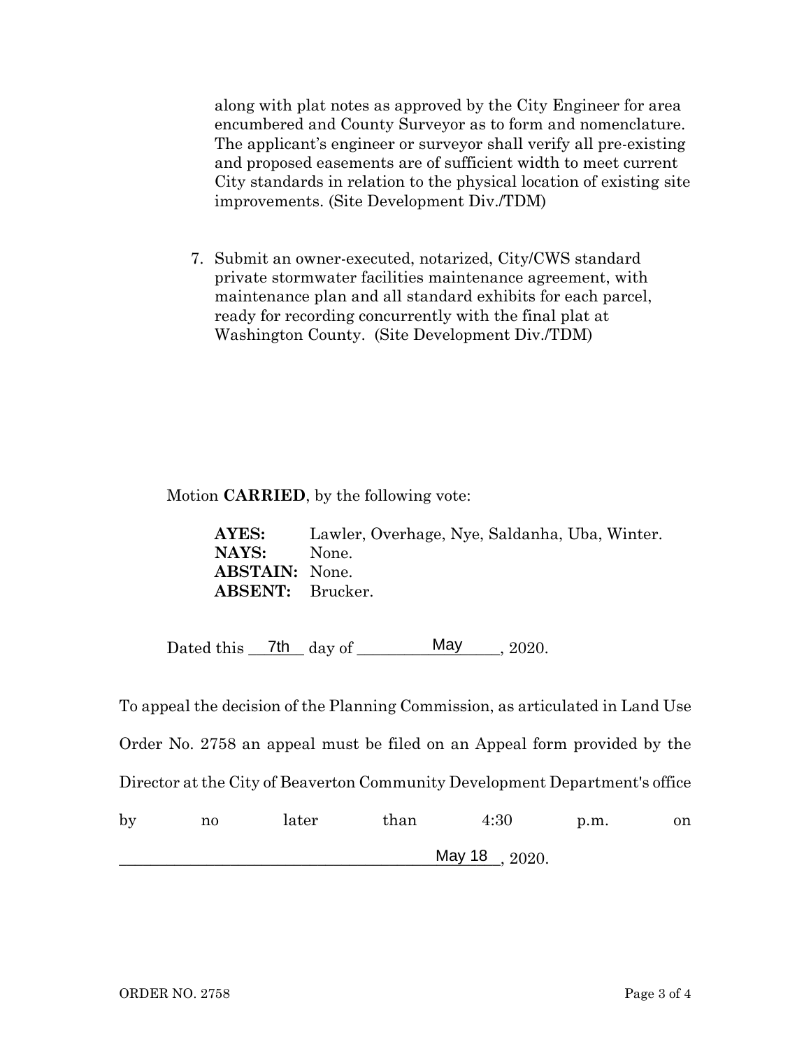along with plat notes as approved by the City Engineer for area encumbered and County Surveyor as to form and nomenclature. The applicant's engineer or surveyor shall verify all pre-existing and proposed easements are of sufficient width to meet current City standards in relation to the physical location of existing site improvements. (Site Development Div./TDM)

7. Submit an owner-executed, notarized, City/CWS standard private stormwater facilities maintenance agreement, with maintenance plan and all standard exhibits for each parcel, ready for recording concurrently with the final plat at Washington County. (Site Development Div./TDM)

Motion **CARRIED**, by the following vote:

**AYES:** Lawler, Overhage, Nye, Saldanha, Uba, Winter.
**NAYS:** None.
**ABSTAIN:** None.
**ABSENT:** Brucker.

Dated this 7th day of May, 2020.

To appeal the decision of the Planning Commission, as articulated in Land Use Order No. 2758 an appeal must be filed on an Appeal form provided by the Director at the City of Beaverton Community Development Department's office by no later than 4:30 p.m. on May 18, 2020.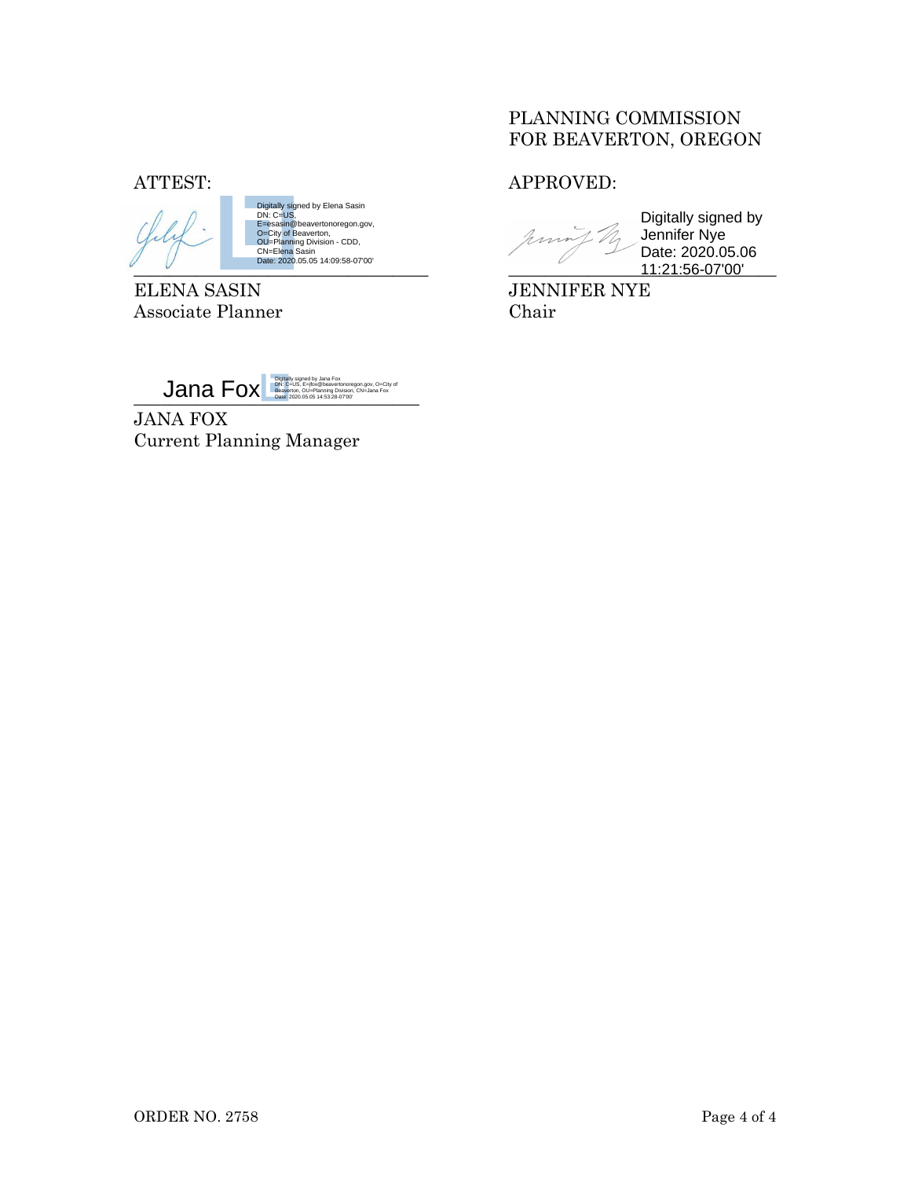PLANNING COMMISSION
FOR BEAVERTON, OREGON

ATTEST:

Digitally signed by Elena Sasin
DN: C=US,
E=esasin@beavertonoregon.gov,
O=City of Beaverton,
OU=Planning Division - CDD,
CN=Elena Sasin
Date: 2020.05.05 14:09:58-07'00'

ELENA SASIN
Associate Planner

APPROVED:

Digitally signed by
Jennifer Nye
Date: 2020.05.06
11:21:56-07'00'

JENNIFER NYE
Chair

Jana Fox

Digitally signed by Jana Fox
DN: C=US, E=jfox@beavertonoregon.gov, O=City of Beaverton, OU=Planning Division, CN=Jana Fox
Date: 2020.05.05 14:53:28-07'00'

JANA FOX
Current Planning Manager

ORDER NO. 2758